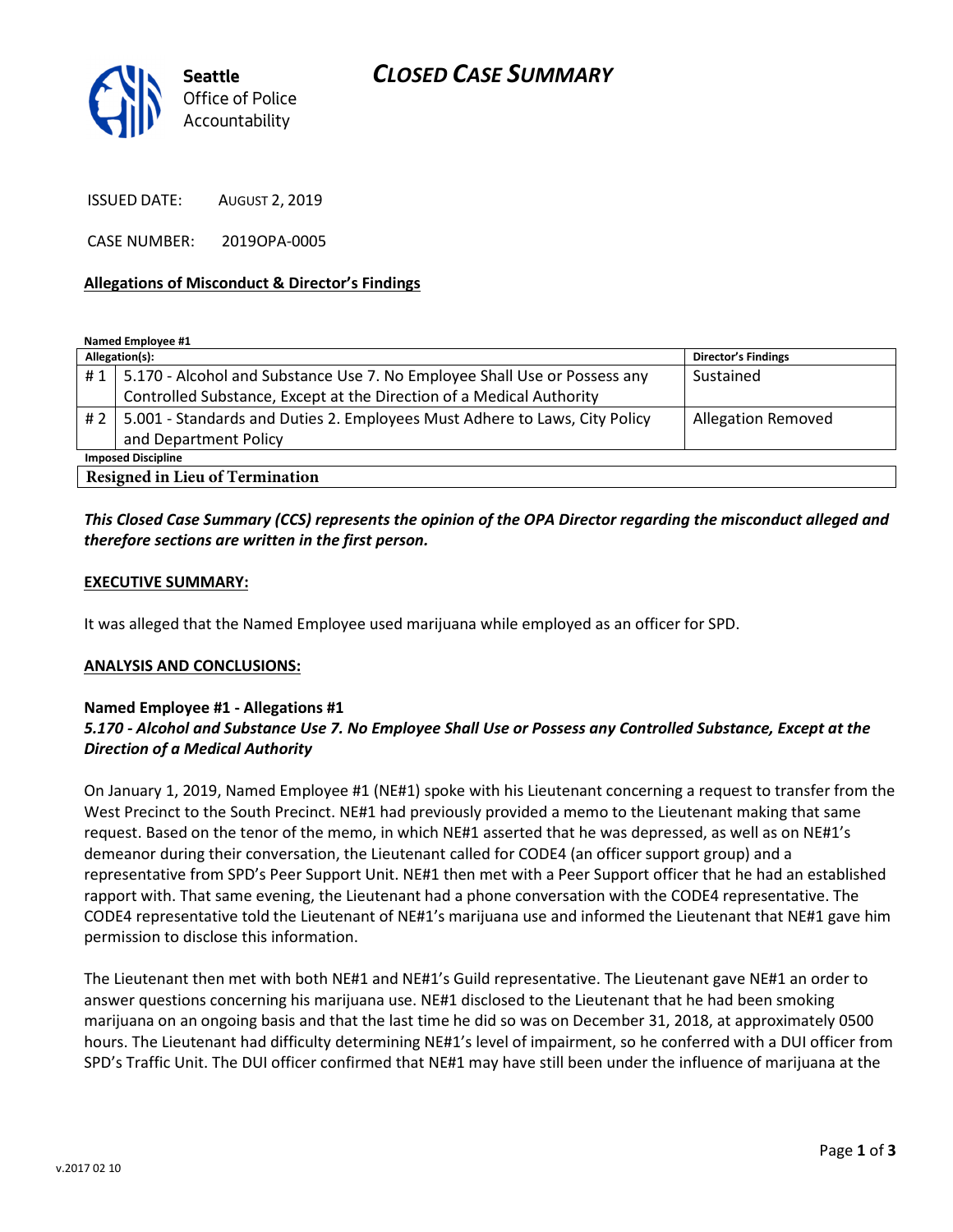# CLOSED CASE SUMMARY

Seattle Office of Police Accountability

ISSUED DATE: AUGUST 2, 2019

CASE NUMBER: 2019OPA-0005

**Allegations of Misconduct & Director's Findings**

**Named Employee #1**

| Allegation(s): | | Director's Findings |
|---|---|---|
| # 1 | 5.170 - Alcohol and Substance Use 7. No Employee Shall Use or Possess any Controlled Substance, Except at the Direction of a Medical Authority | Sustained |
| # 2 | 5.001 - Standards and Duties 2. Employees Must Adhere to Laws, City Policy and Department Policy | Allegation Removed |
| **Imposed Discipline** | | |
| **Resigned in Lieu of Termination** | | |

***This Closed Case Summary (CCS) represents the opinion of the OPA Director regarding the misconduct alleged and therefore sections are written in the first person.***

**EXECUTIVE SUMMARY:**

It was alleged that the Named Employee used marijuana while employed as an officer for SPD.

**ANALYSIS AND CONCLUSIONS:**

**Named Employee #1 - Allegations #1**
***5.170 - Alcohol and Substance Use 7. No Employee Shall Use or Possess any Controlled Substance, Except at the Direction of a Medical Authority***

On January 1, 2019, Named Employee #1 (NE#1) spoke with his Lieutenant concerning a request to transfer from the West Precinct to the South Precinct. NE#1 had previously provided a memo to the Lieutenant making that same request. Based on the tenor of the memo, in which NE#1 asserted that he was depressed, as well as on NE#1's demeanor during their conversation, the Lieutenant called for CODE4 (an officer support group) and a representative from SPD's Peer Support Unit. NE#1 then met with a Peer Support officer that he had an established rapport with. That same evening, the Lieutenant had a phone conversation with the CODE4 representative. The CODE4 representative told the Lieutenant of NE#1's marijuana use and informed the Lieutenant that NE#1 gave him permission to disclose this information.

The Lieutenant then met with both NE#1 and NE#1's Guild representative. The Lieutenant gave NE#1 an order to answer questions concerning his marijuana use. NE#1 disclosed to the Lieutenant that he had been smoking marijuana on an ongoing basis and that the last time he did so was on December 31, 2018, at approximately 0500 hours. The Lieutenant had difficulty determining NE#1's level of impairment, so he conferred with a DUI officer from SPD's Traffic Unit. The DUI officer confirmed that NE#1 may have still been under the influence of marijuana at the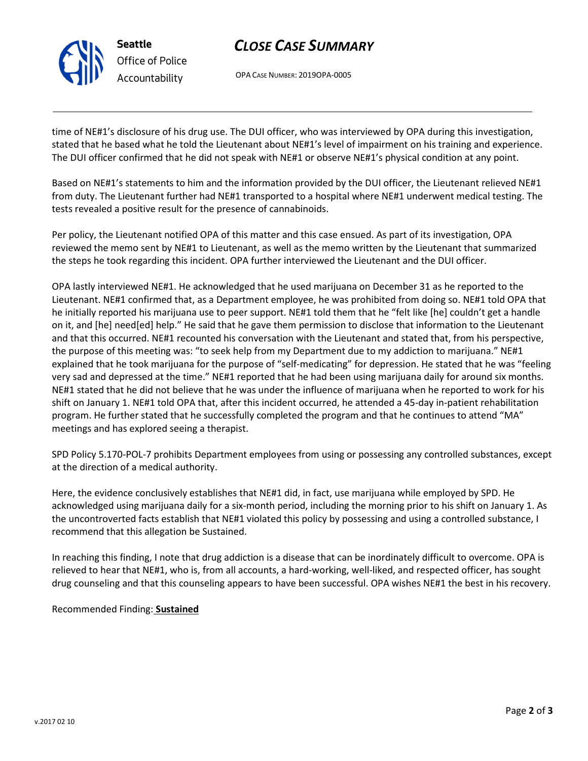time of NE#1's disclosure of his drug use. The DUI officer, who was interviewed by OPA during this investigation, stated that he based what he told the Lieutenant about NE#1's level of impairment on his training and experience. The DUI officer confirmed that he did not speak with NE#1 or observe NE#1's physical condition at any point.

Based on NE#1's statements to him and the information provided by the DUI officer, the Lieutenant relieved NE#1 from duty. The Lieutenant further had NE#1 transported to a hospital where NE#1 underwent medical testing. The tests revealed a positive result for the presence of cannabinoids.

Per policy, the Lieutenant notified OPA of this matter and this case ensued. As part of its investigation, OPA reviewed the memo sent by NE#1 to Lieutenant, as well as the memo written by the Lieutenant that summarized the steps he took regarding this incident. OPA further interviewed the Lieutenant and the DUI officer.

OPA lastly interviewed NE#1. He acknowledged that he used marijuana on December 31 as he reported to the Lieutenant. NE#1 confirmed that, as a Department employee, he was prohibited from doing so. NE#1 told OPA that he initially reported his marijuana use to peer support. NE#1 told them that he "felt like [he] couldn't get a handle on it, and [he] need[ed] help." He said that he gave them permission to disclose that information to the Lieutenant and that this occurred. NE#1 recounted his conversation with the Lieutenant and stated that, from his perspective, the purpose of this meeting was: "to seek help from my Department due to my addiction to marijuana." NE#1 explained that he took marijuana for the purpose of "self-medicating" for depression. He stated that he was "feeling very sad and depressed at the time." NE#1 reported that he had been using marijuana daily for around six months. NE#1 stated that he did not believe that he was under the influence of marijuana when he reported to work for his shift on January 1. NE#1 told OPA that, after this incident occurred, he attended a 45-day in-patient rehabilitation program. He further stated that he successfully completed the program and that he continues to attend "MA" meetings and has explored seeing a therapist.

SPD Policy 5.170-POL-7 prohibits Department employees from using or possessing any controlled substances, except at the direction of a medical authority.

Here, the evidence conclusively establishes that NE#1 did, in fact, use marijuana while employed by SPD. He acknowledged using marijuana daily for a six-month period, including the morning prior to his shift on January 1. As the uncontroverted facts establish that NE#1 violated this policy by possessing and using a controlled substance, I recommend that this allegation be Sustained.

In reaching this finding, I note that drug addiction is a disease that can be inordinately difficult to overcome. OPA is relieved to hear that NE#1, who is, from all accounts, a hard-working, well-liked, and respected officer, has sought drug counseling and that this counseling appears to have been successful. OPA wishes NE#1 the best in his recovery.

Recommended Finding: **Sustained**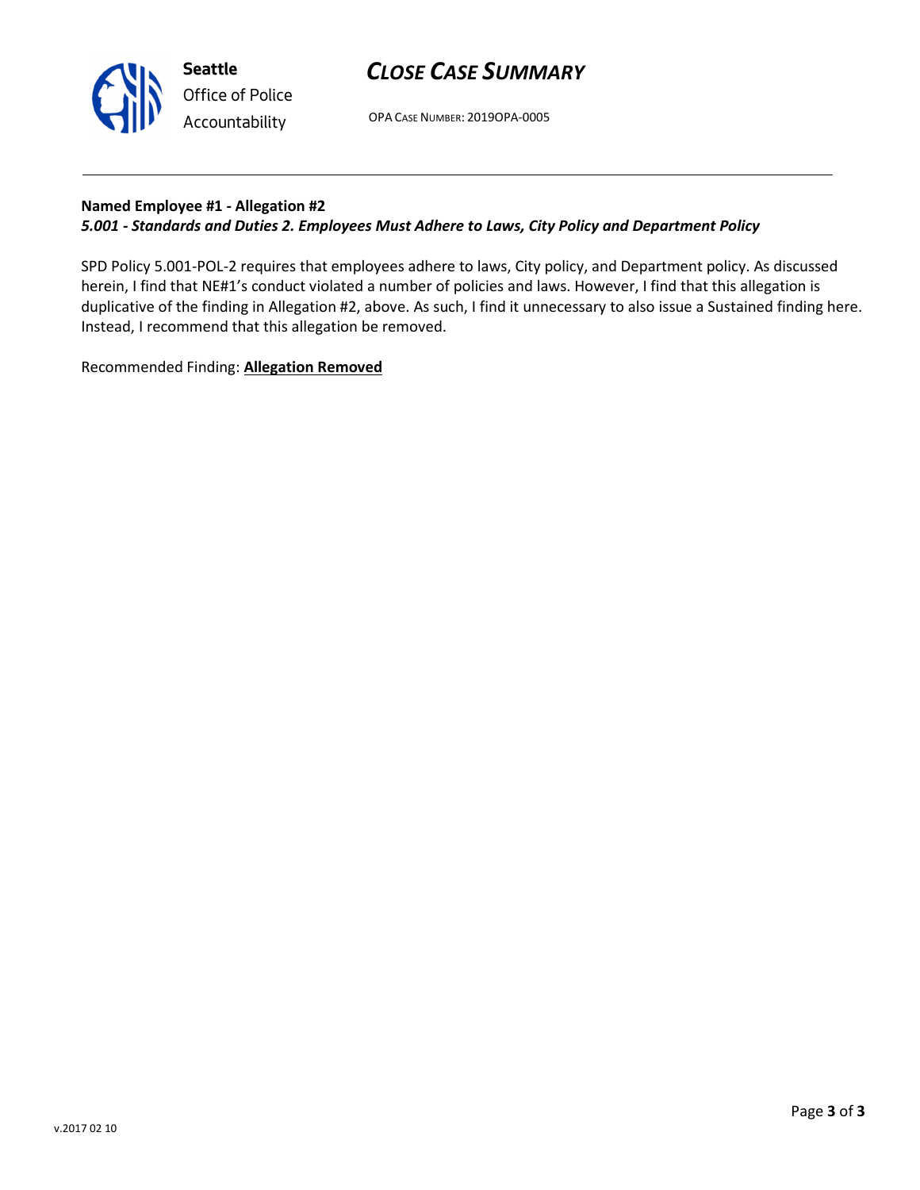**Named Employee #1 - Allegation #2**
***5.001 - Standards and Duties 2. Employees Must Adhere to Laws, City Policy and Department Policy***

SPD Policy 5.001-POL-2 requires that employees adhere to laws, City policy, and Department policy. As discussed herein, I find that NE#1's conduct violated a number of policies and laws. However, I find that this allegation is duplicative of the finding in Allegation #2, above. As such, I find it unnecessary to also issue a Sustained finding here. Instead, I recommend that this allegation be removed.

Recommended Finding: **Allegation Removed**